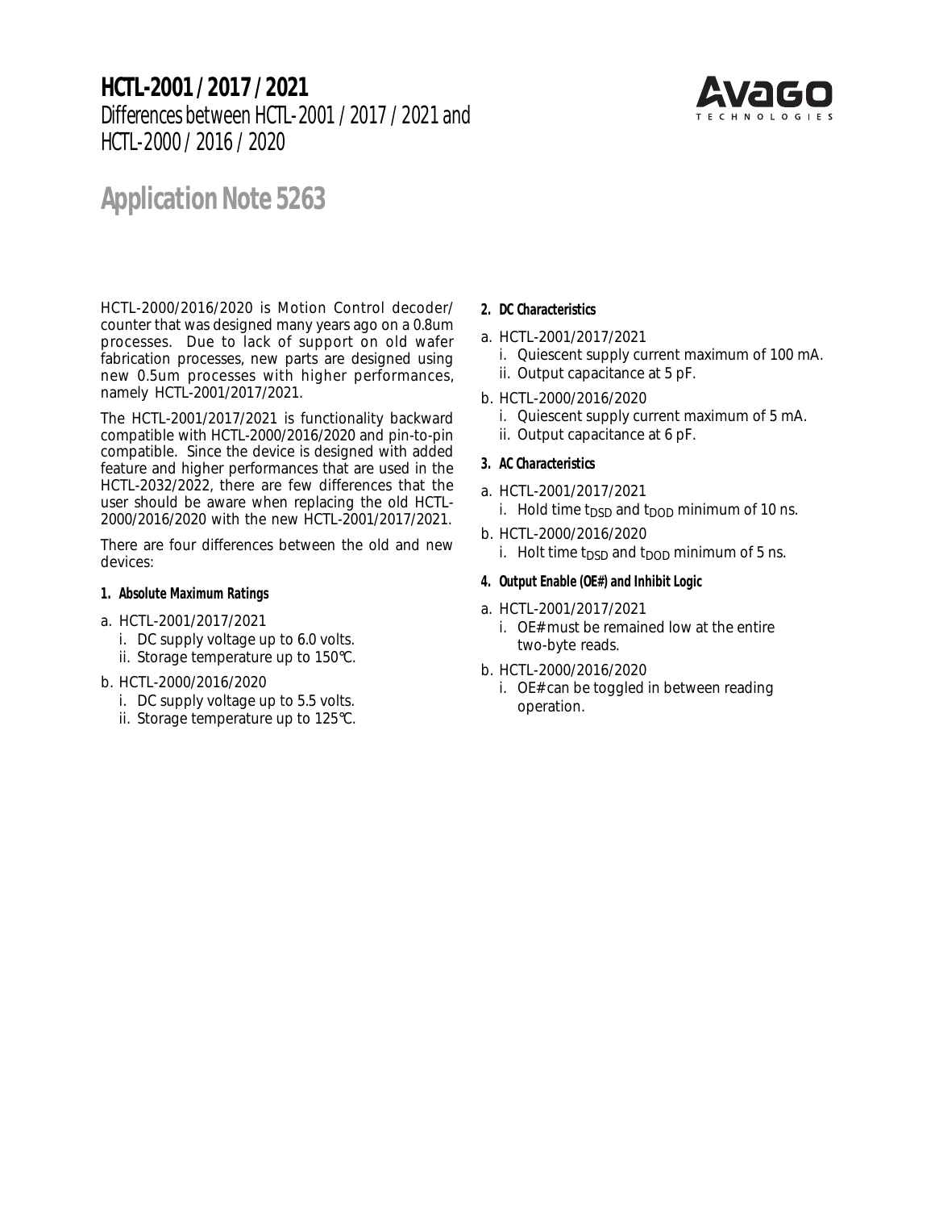# HCTL-2001 / 2017 / 2021

Differences between HCTL-2001 / 2017 / 2021 and HCTL-2000 / 2016 / 2020

## Application Note 5263

HCTL-2000/2016/2020 is Motion Control decoder/ counter that was designed many years ago on a 0.8um processes. Due to lack of support on old wafer fabrication processes, new parts are designed using new 0.5um processes with higher performances, namely HCTL-2001/2017/2021.

The HCTL-2001/2017/2021 is functionality backward compatible with HCTL-2000/2016/2020 and pin-to-pin compatible. Since the device is designed with added feature and higher performances that are used in the HCTL-2032/2022, there are few differences that the user should be aware when replacing the old HCTL-2000/2016/2020 with the new HCTL-2001/2017/2021.

There are four differences between the old and new devices:

**1. Absolute Maximum Ratings**

a. HCTL-2001/2017/2021
   - i. DC supply voltage up to 6.0 volts.
   - ii. Storage temperature up to 150°C.

b. HCTL-2000/2016/2020
   - i. DC supply voltage up to 5.5 volts.
   - ii. Storage temperature up to 125°C.

**2. DC Characteristics**

a. HCTL-2001/2017/2021
   - i. Quiescent supply current maximum of 100 mA.
   - ii. Output capacitance at 5 pF.

b. HCTL-2000/2016/2020
   - i. Quiescent supply current maximum of 5 mA.
   - ii. Output capacitance at 6 pF.

**3. AC Characteristics**

a. HCTL-2001/2017/2021
   - i. Hold time $t_{DSD}$ and $t_{DOD}$ minimum of 10 ns.

b. HCTL-2000/2016/2020
   - i. Holt time $t_{DSD}$ and $t_{DOD}$ minimum of 5 ns.

**4. Output Enable (OE#) and Inhibit Logic**

a. HCTL-2001/2017/2021
   - i. OE# must be remained low at the entire two-byte reads.

b. HCTL-2000/2016/2020
   - i. OE# can be toggled in between reading operation.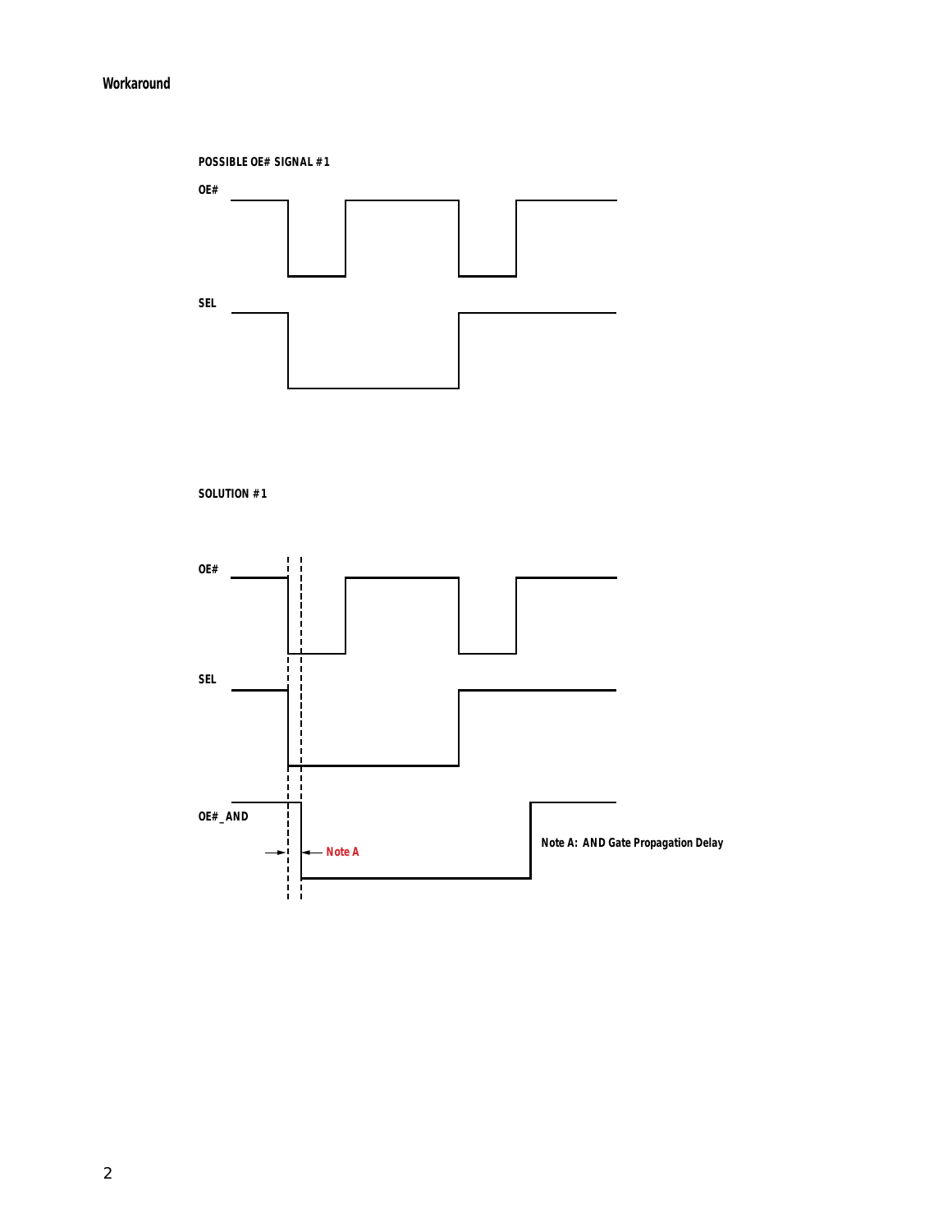## Workaround

POSSIBLE OE# SIGNAL #1

OE#

SEL

SOLUTION #1

OE#

SEL

OE#_AND

Note A

Note A: AND Gate Propagation Delay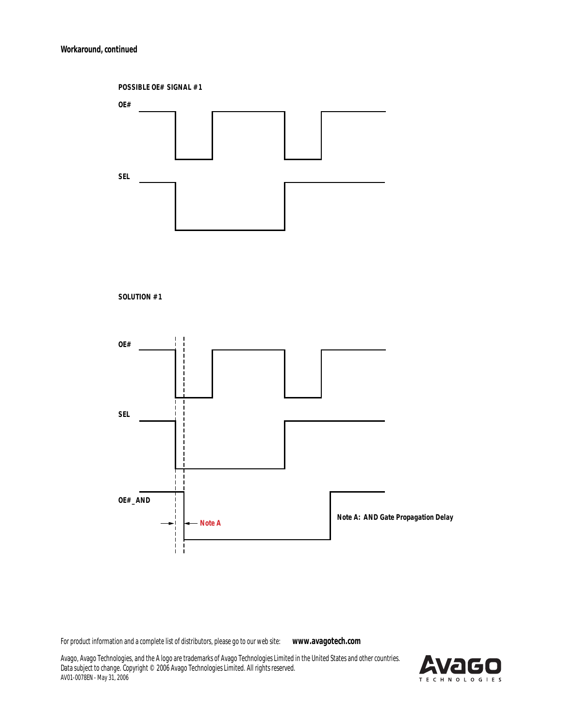**Workaround, continued**

**POSSIBLE OE# SIGNAL #1**

OE#

SEL

**SOLUTION #1**

OE#

SEL

OE#_AND

Note A

**Note A: AND Gate Propagation Delay**

For product information and a complete list of distributors, please go to our web site: **www.avagotech.com**

Avago, Avago Technologies, and the A logo are trademarks of Avago Technologies Limited in the United States and other countries.
Data subject to change. Copyright © 2006 Avago Technologies Limited. All rights reserved.
AV01-0078EN - May 31, 2006